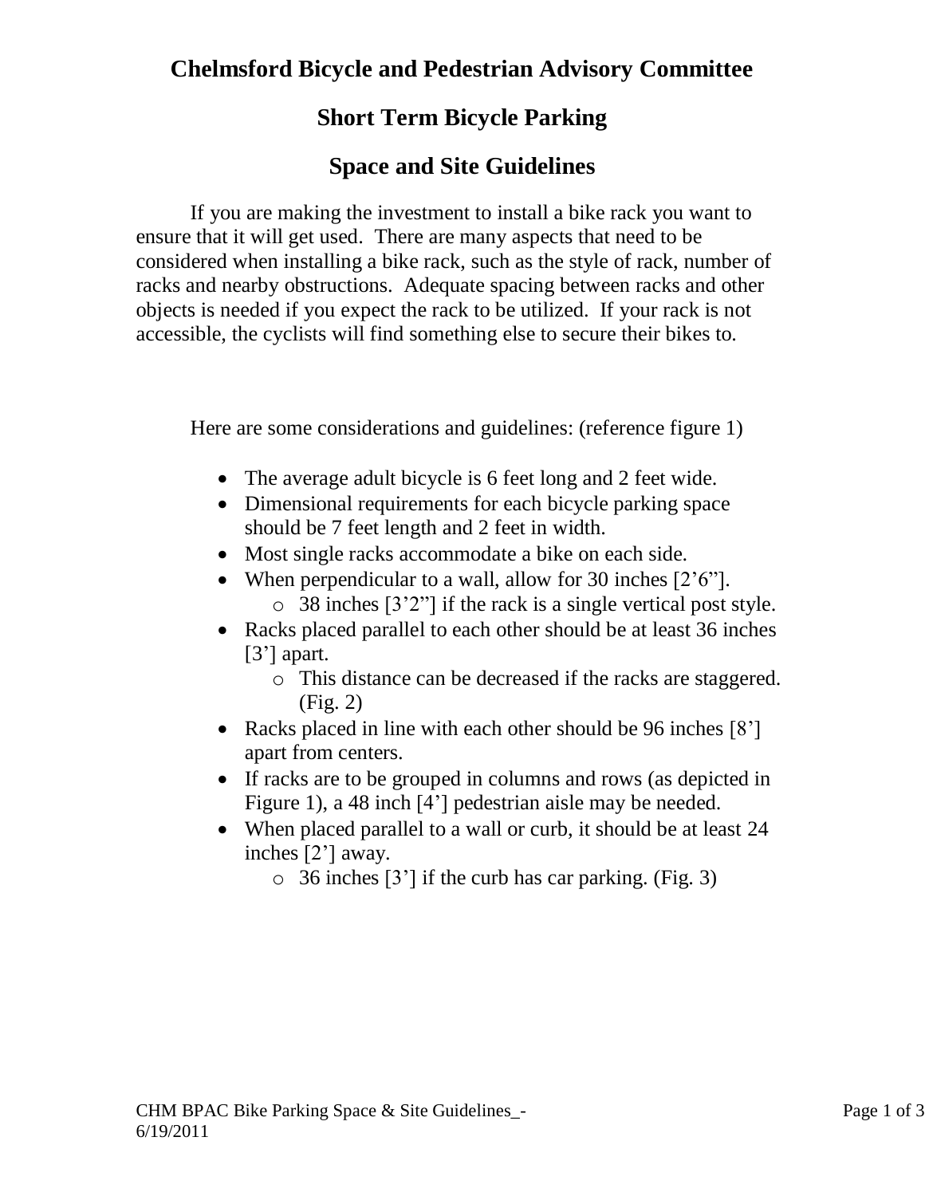# Chelmsford Bicycle and Pedestrian Advisory Committee

## Short Term Bicycle Parking

## Space and Site Guidelines

If you are making the investment to install a bike rack you want to ensure that it will get used. There are many aspects that need to be considered when installing a bike rack, such as the style of rack, number of racks and nearby obstructions. Adequate spacing between racks and other objects is needed if you expect the rack to be utilized. If your rack is not accessible, the cyclists will find something else to secure their bikes to.

Here are some considerations and guidelines: (reference figure 1)

- The average adult bicycle is 6 feet long and 2 feet wide.
- Dimensional requirements for each bicycle parking space should be 7 feet length and 2 feet in width.
- Most single racks accommodate a bike on each side.
- When perpendicular to a wall, allow for 30 inches [2'6"].
  - 38 inches [3'2"] if the rack is a single vertical post style.
- Racks placed parallel to each other should be at least 36 inches [3'] apart.
  - This distance can be decreased if the racks are staggered. (Fig. 2)
- Racks placed in line with each other should be 96 inches [8'] apart from centers.
- If racks are to be grouped in columns and rows (as depicted in Figure 1), a 48 inch [4'] pedestrian aisle may be needed.
- When placed parallel to a wall or curb, it should be at least 24 inches [2'] away.
  - 36 inches [3'] if the curb has car parking. (Fig. 3)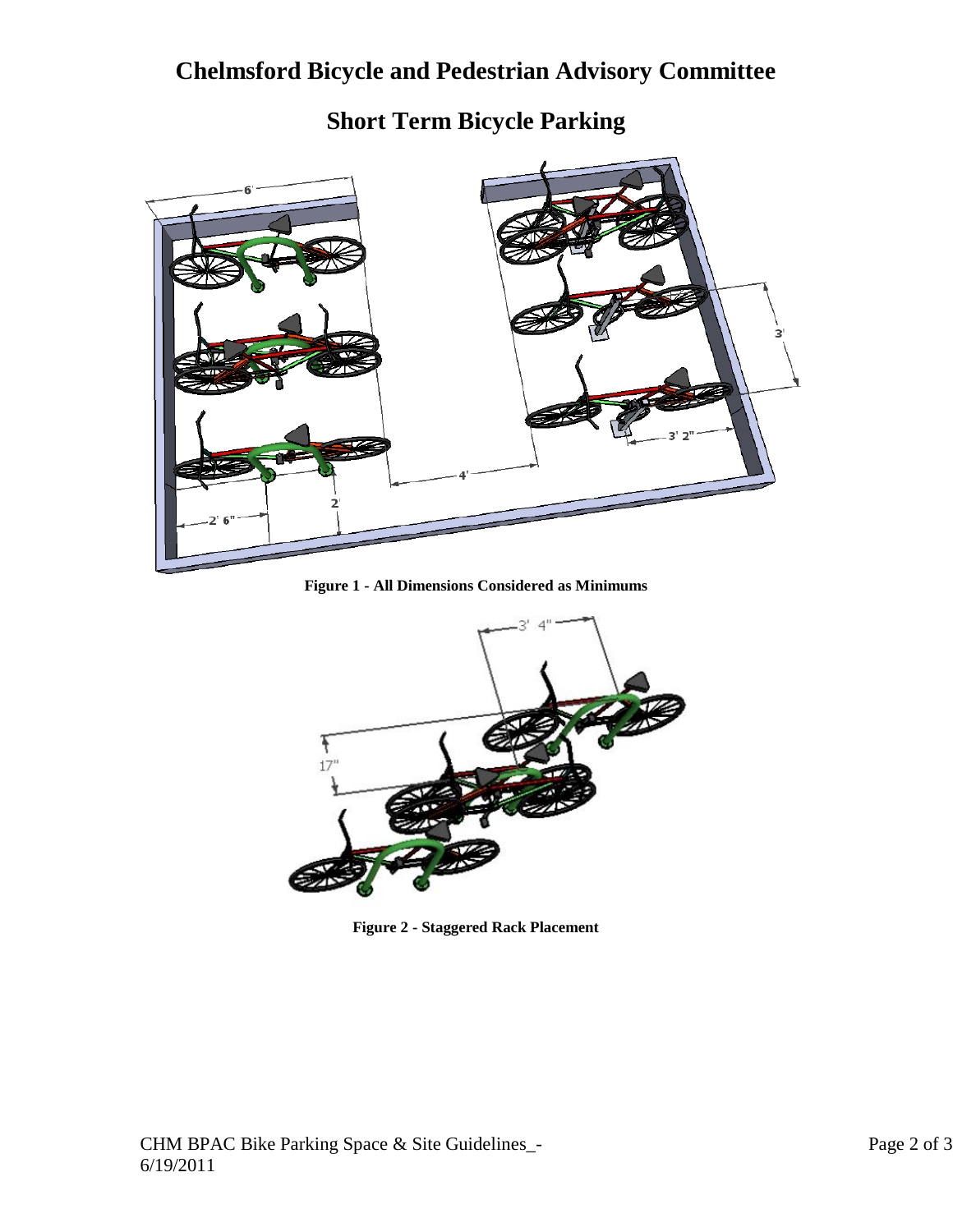# Chelmsford Bicycle and Pedestrian Advisory Committee

## Short Term Bicycle Parking

**Figure 1 - All Dimensions Considered as Minimums**

**Figure 2 - Staggered Rack Placement**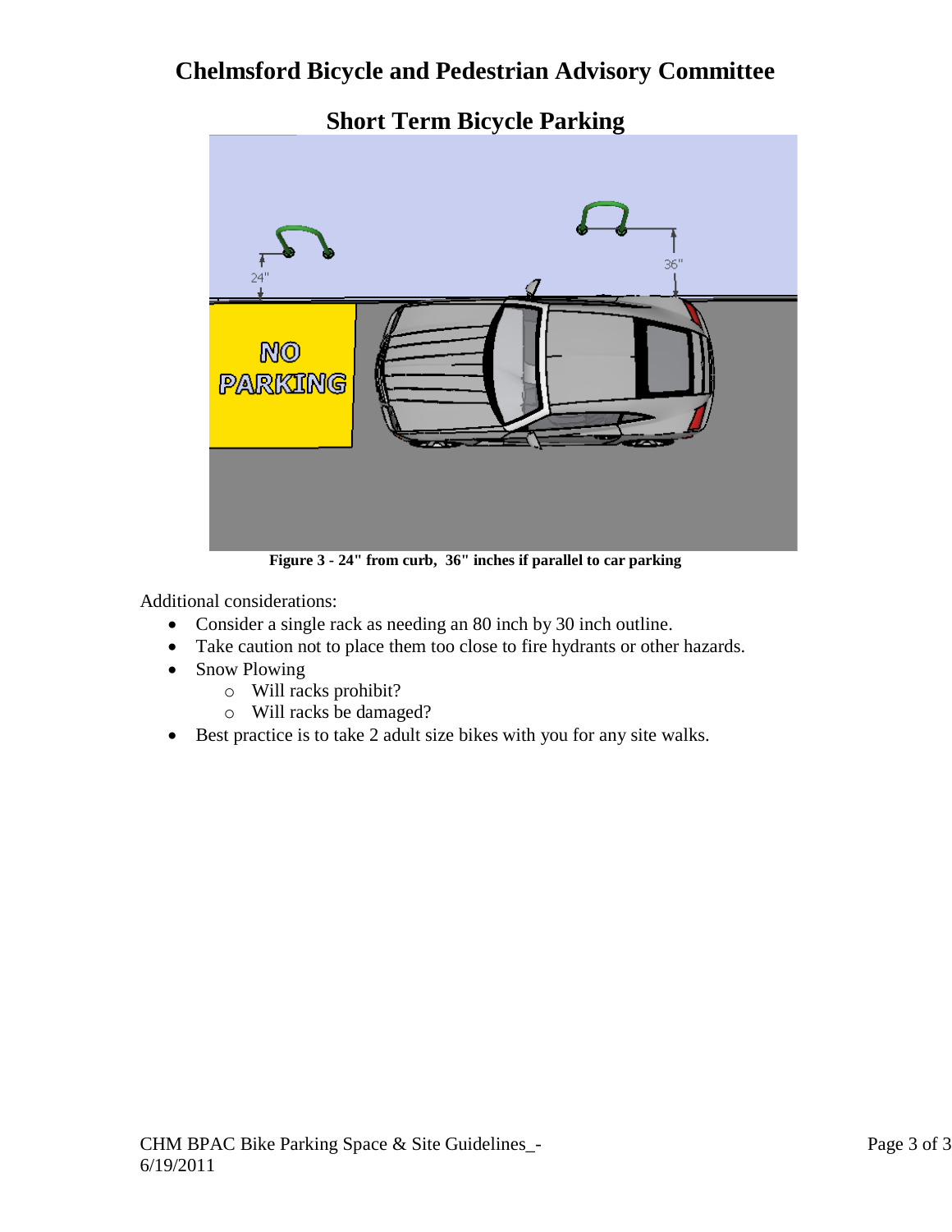# Chelmsford Bicycle and Pedestrian Advisory Committee

## Short Term Bicycle Parking

24"

36"

NO PARKING

**Figure 3 - 24" from curb, 36" inches if parallel to car parking**

Additional considerations:

- Consider a single rack as needing an 80 inch by 30 inch outline.
- Take caution not to place them too close to fire hydrants or other hazards.
- Snow Plowing
  - Will racks prohibit?
  - Will racks be damaged?
- Best practice is to take 2 adult size bikes with you for any site walks.